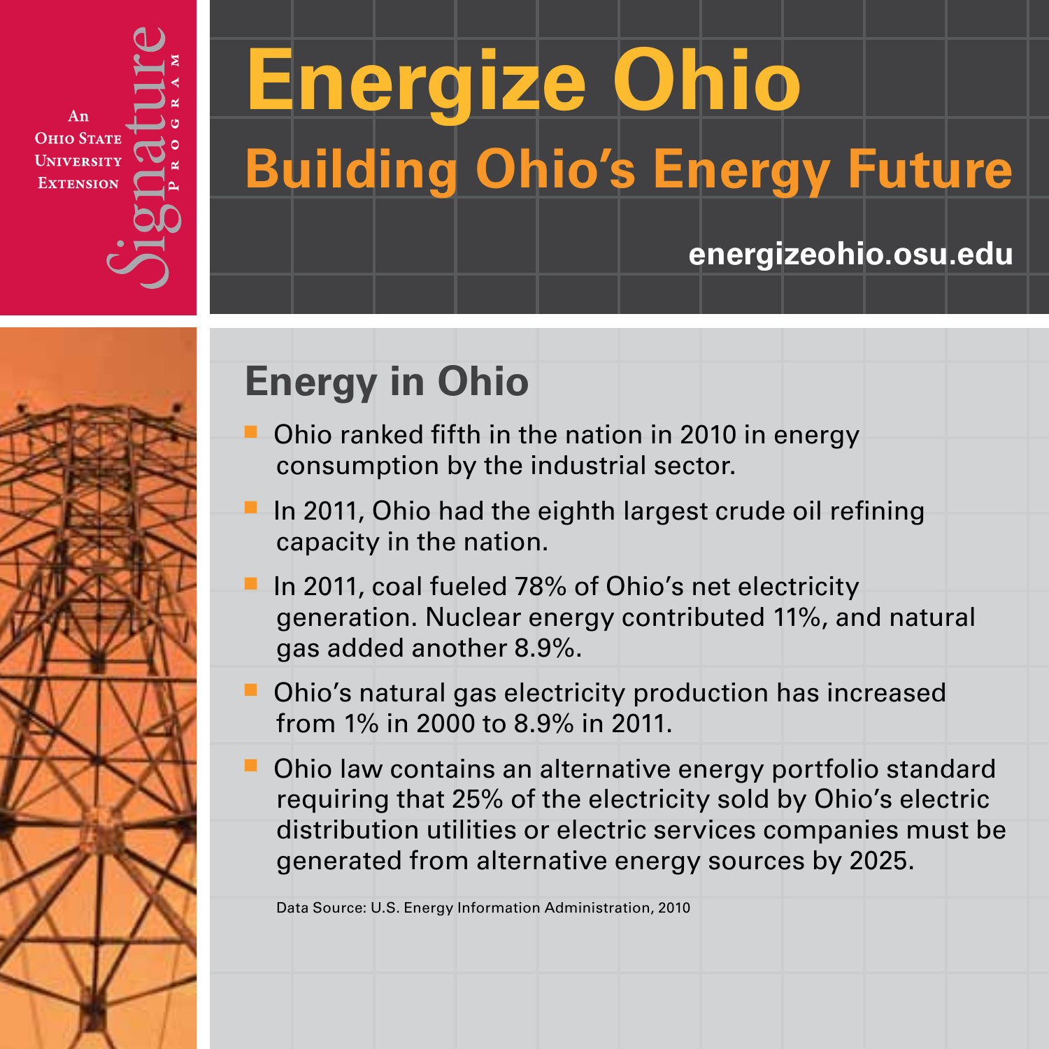An Ohio State University Extension Signature Program

# Energize Ohio

## Building Ohio's Energy Future

energizeohio.osu.edu

## Energy in Ohio

- Ohio ranked fifth in the nation in 2010 in energy consumption by the industrial sector.
- In 2011, Ohio had the eighth largest crude oil refining capacity in the nation.
- In 2011, coal fueled 78% of Ohio's net electricity generation. Nuclear energy contributed 11%, and natural gas added another 8.9%.
- Ohio's natural gas electricity production has increased from 1% in 2000 to 8.9% in 2011.
- Ohio law contains an alternative energy portfolio standard requiring that 25% of the electricity sold by Ohio's electric distribution utilities or electric services companies must be generated from alternative energy sources by 2025.

Data Source: U.S. Energy Information Administration, 2010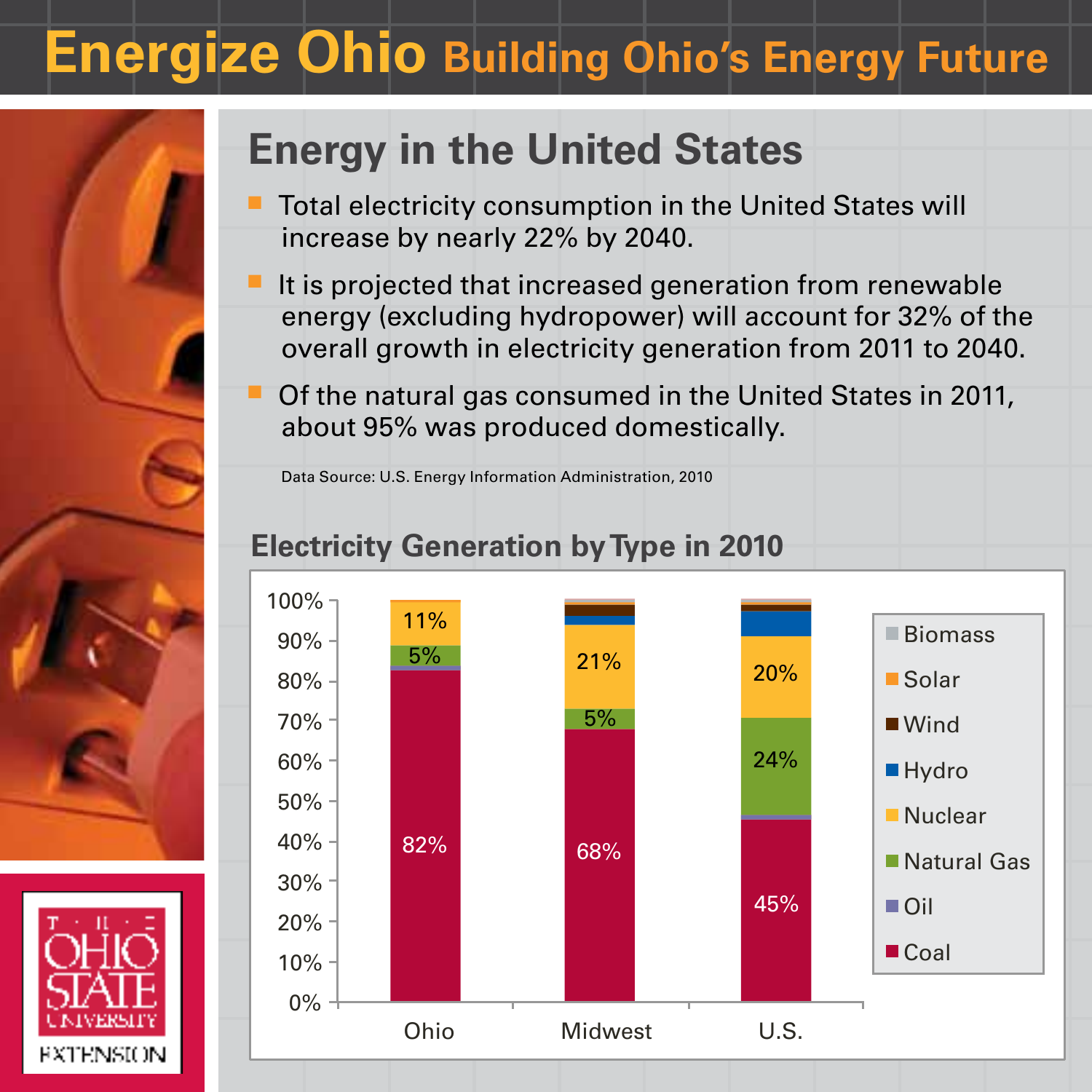# Energize Ohio Building Ohio's Energy Future

## Energy in the United States

- Total electricity consumption in the United States will increase by nearly 22% by 2040.
- It is projected that increased generation from renewable energy (excluding hydropower) will account for 32% of the overall growth in electricity generation from 2011 to 2040.
- Of the natural gas consumed in the United States in 2011, about 95% was produced domestically.

Data Source: U.S. Energy Information Administration, 2010

### Electricity Generation by Type in 2010

100%
90%
80%
70%
60%
50%
40%
30%
20%
10%
0%

Ohio: 82%, 5%, 11%
Midwest: 68%, 5%, 21%
U.S.: 45%, 24%, 20%

Biomass
Solar
Wind
Hydro
Nuclear
Natural Gas
Oil
Coal

THE OHIO STATE UNIVERSITY EXTENSION